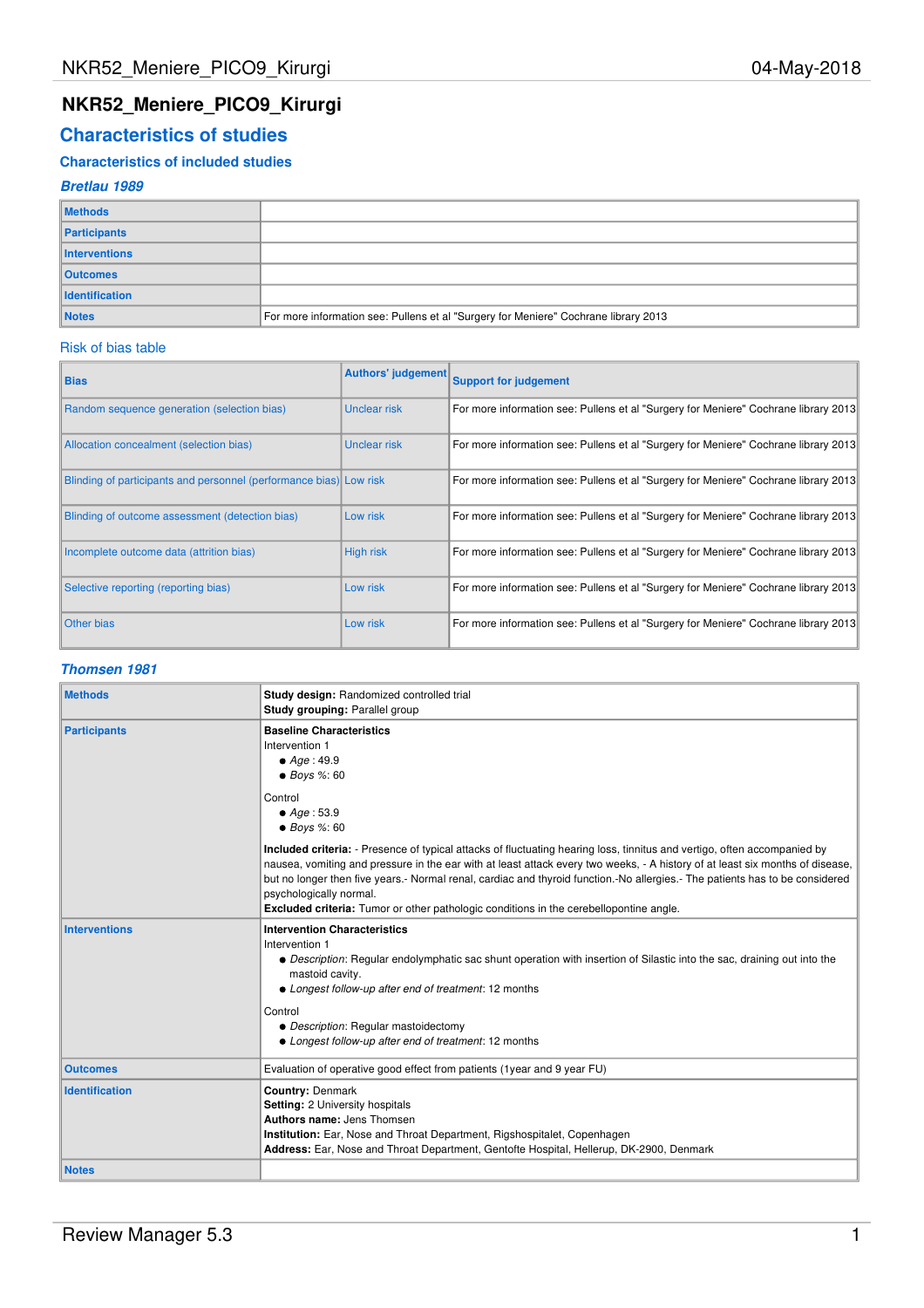# NKR52_Meniere_PICO9_Kirurgi

## Characteristics of studies

### Characteristics of included studies

#### *Bretlau 1989*

| | |
|---|---|
| **Methods** | |
| **Participants** | |
| **Interventions** | |
| **Outcomes** | |
| **Identification** | |
| **Notes** | For more information see: Pullens et al "Surgery for Meniere" Cochrane library 2013 |

Risk of bias table

| Bias | Authors' judgement | Support for judgement |
|---|---|---|
| Random sequence generation (selection bias) | Unclear risk | For more information see: Pullens et al "Surgery for Meniere" Cochrane library 2013 |
| Allocation concealment (selection bias) | Unclear risk | For more information see: Pullens et al "Surgery for Meniere" Cochrane library 2013 |
| Blinding of participants and personnel (performance bias) | Low risk | For more information see: Pullens et al "Surgery for Meniere" Cochrane library 2013 |
| Blinding of outcome assessment (detection bias) | Low risk | For more information see: Pullens et al "Surgery for Meniere" Cochrane library 2013 |
| Incomplete outcome data (attrition bias) | High risk | For more information see: Pullens et al "Surgery for Meniere" Cochrane library 2013 |
| Selective reporting (reporting bias) | Low risk | For more information see: Pullens et al "Surgery for Meniere" Cochrane library 2013 |
| Other bias | Low risk | For more information see: Pullens et al "Surgery for Meniere" Cochrane library 2013 |

#### *Thomsen 1981*

| | |
|---|---|
| **Methods** | **Study design:** Randomized controlled trial<br>**Study grouping:** Parallel group |
| **Participants** | **Baseline Characteristics**<br>Intervention 1<br>● *Age* : 49.9<br>● *Boys %*: 60<br><br>Control<br>● *Age* : 53.9<br>● *Boys %*: 60<br><br>**Included criteria:** - Presence of typical attacks of fluctuating hearing loss, tinnitus and vertigo, often accompanied by nausea, vomiting and pressure in the ear with at least attack every two weeks, - A history of at least six months of disease, but no longer then five years.- Normal renal, cardiac and thyroid function.-No allergies.- The patients has to be considered psychologically normal.<br>**Excluded criteria:** Tumor or other pathologic conditions in the cerebellopontine angle. |
| **Interventions** | **Intervention Characteristics**<br>Intervention 1<br>● *Description*: Regular endolymphatic sac shunt operation with insertion of Silastic into the sac, draining out into the mastoid cavity.<br>● *Longest follow-up after end of treatment*: 12 months<br><br>Control<br>● *Description*: Regular mastoidectomy<br>● *Longest follow-up after end of treatment*: 12 months |
| **Outcomes** | Evaluation of operative good effect from patients (1year and 9 year FU) |
| **Identification** | **Country:** Denmark<br>**Setting:** 2 University hospitals<br>**Authors name:** Jens Thomsen<br>**Institution:** Ear, Nose and Throat Department, Rigshospitalet, Copenhagen<br>**Address:** Ear, Nose and Throat Department, Gentofte Hospital, Hellerup, DK-2900, Denmark |
| **Notes** | |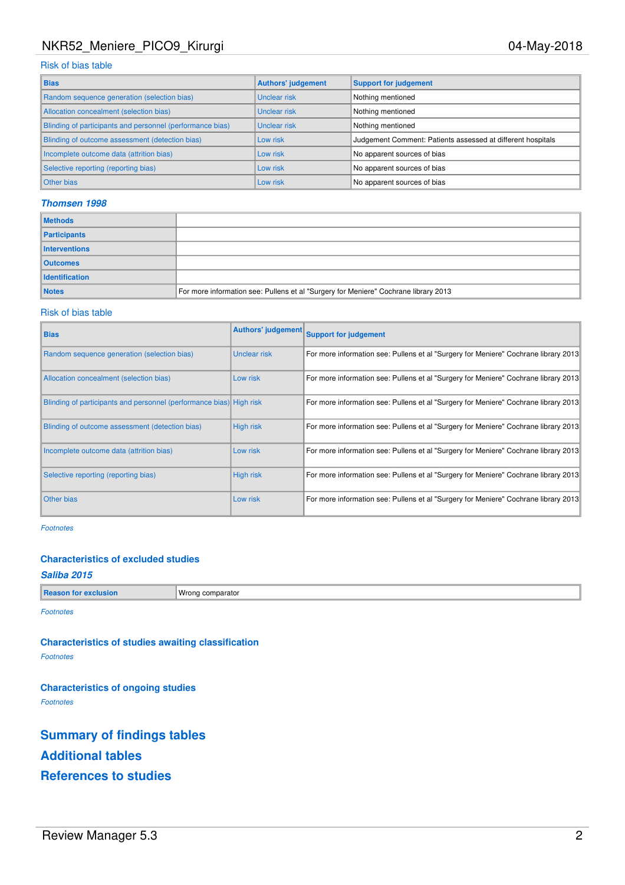### Risk of bias table

| Bias | Authors' judgement | Support for judgement |
|---|---|---|
| Random sequence generation (selection bias) | Unclear risk | Nothing mentioned |
| Allocation concealment (selection bias) | Unclear risk | Nothing mentioned |
| Blinding of participants and personnel (performance bias) | Unclear risk | Nothing mentioned |
| Blinding of outcome assessment (detection bias) | Low risk | Judgement Comment: Patients assessed at different hospitals |
| Incomplete outcome data (attrition bias) | Low risk | No apparent sources of bias |
| Selective reporting (reporting bias) | Low risk | No apparent sources of bias |
| Other bias | Low risk | No apparent sources of bias |

### *Thomsen 1998*

| | |
|---|---|
| **Methods** | |
| **Participants** | |
| **Interventions** | |
| **Outcomes** | |
| **Identification** | |
| **Notes** | For more information see: Pullens et al "Surgery for Meniere" Cochrane library 2013 |

### Risk of bias table

| Bias | Authors' judgement | Support for judgement |
|---|---|---|
| Random sequence generation (selection bias) | Unclear risk | For more information see: Pullens et al "Surgery for Meniere" Cochrane library 2013 |
| Allocation concealment (selection bias) | Low risk | For more information see: Pullens et al "Surgery for Meniere" Cochrane library 2013 |
| Blinding of participants and personnel (performance bias) | High risk | For more information see: Pullens et al "Surgery for Meniere" Cochrane library 2013 |
| Blinding of outcome assessment (detection bias) | High risk | For more information see: Pullens et al "Surgery for Meniere" Cochrane library 2013 |
| Incomplete outcome data (attrition bias) | Low risk | For more information see: Pullens et al "Surgery for Meniere" Cochrane library 2013 |
| Selective reporting (reporting bias) | High risk | For more information see: Pullens et al "Surgery for Meniere" Cochrane library 2013 |
| Other bias | Low risk | For more information see: Pullens et al "Surgery for Meniere" Cochrane library 2013 |

*Footnotes*

## Characteristics of excluded studies

### *Saliba 2015*

| | |
|---|---|
| **Reason for exclusion** | Wrong comparator |

*Footnotes*

## Characteristics of studies awaiting classification

*Footnotes*

## Characteristics of ongoing studies

*Footnotes*

# Summary of findings tables

# Additional tables

# References to studies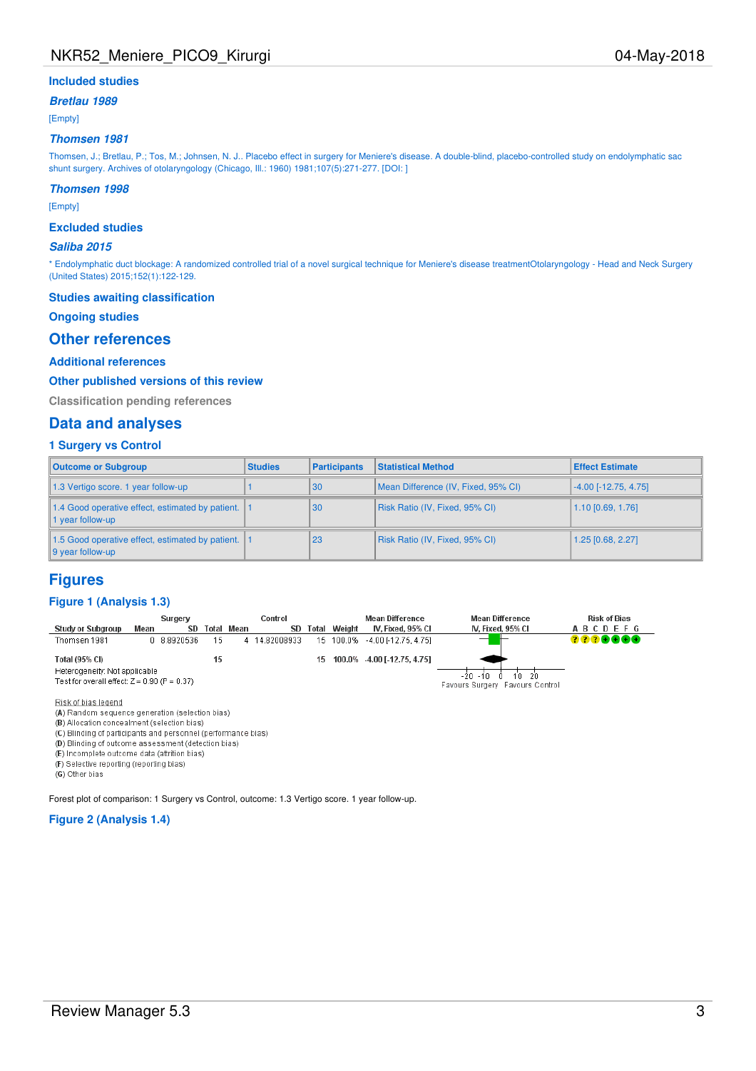## Included studies

### *Bretlau 1989*

[Empty]

### *Thomsen 1981*

Thomsen, J.; Bretlau, P.; Tos, M.; Johnsen, N. J.. Placebo effect in surgery for Meniere's disease. A double-blind, placebo-controlled study on endolymphatic sac shunt surgery. Archives of otolaryngology (Chicago, Ill.: 1960) 1981;107(5):271-277. [DOI: ]

### *Thomsen 1998*

[Empty]

## Excluded studies

### *Saliba 2015*

* Endolymphatic duct blockage: A randomized controlled trial of a novel surgical technique for Meniere's disease treatmentOtolaryngology - Head and Neck Surgery (United States) 2015;152(1):122-129.

## Studies awaiting classification

## Ongoing studies

# Other references

## Additional references

## Other published versions of this review

## Classification pending references

# Data and analyses

## 1 Surgery vs Control

| Outcome or Subgroup | Studies | Participants | Statistical Method | Effect Estimate |
|---|---|---|---|---|
| 1.3 Vertigo score. 1 year follow-up | 1 | 30 | Mean Difference (IV, Fixed, 95% CI) | -4.00 [-12.75, 4.75] |
| 1.4 Good operative effect, estimated by patient. 1 year follow-up | 1 | 30 | Risk Ratio (IV, Fixed, 95% CI) | 1.10 [0.69, 1.76] |
| 1.5 Good operative effect, estimated by patient. 9 year follow-up | 1 | 23 | Risk Ratio (IV, Fixed, 95% CI) | 1.25 [0.68, 2.27] |

# Figures

## Figure 1 (Analysis 1.3)

| Study or Subgroup | Surgery Mean | SD | Total | Control Mean | SD | Total | Weight | Mean Difference IV, Fixed, 95% CI | Risk of Bias A B C D E F G |
|---|---|---|---|---|---|---|---|---|---|
| Thomsen 1981 | 0 | 8.8920536 | 15 | 4 | 14.82003933 | 15 | 100.0% | -4.00 [-12.75, 4.75] | ? ? ? + + + + |
| **Total (95% CI)** | | | **15** | | | **15** | **100.0%** | **-4.00 [-12.75, 4.75]** | |

Heterogeneity: Not applicable

Test for overall effect: Z = 0.90 (P = 0.37)

Mean Difference IV, Fixed, 95% CI: -20 -10 0 10 20; Favours Surgery / Favours Control

Risk of bias legend

(A) Random sequence generation (selection bias)

(B) Allocation concealment (selection bias)

(C) Blinding of participants and personnel (performance bias)

(D) Blinding of outcome assessment (detection bias)

(E) Incomplete outcome data (attrition bias)

(F) Selective reporting (reporting bias)

(G) Other bias

Forest plot of comparison: 1 Surgery vs Control, outcome: 1.3 Vertigo score. 1 year follow-up.

## Figure 2 (Analysis 1.4)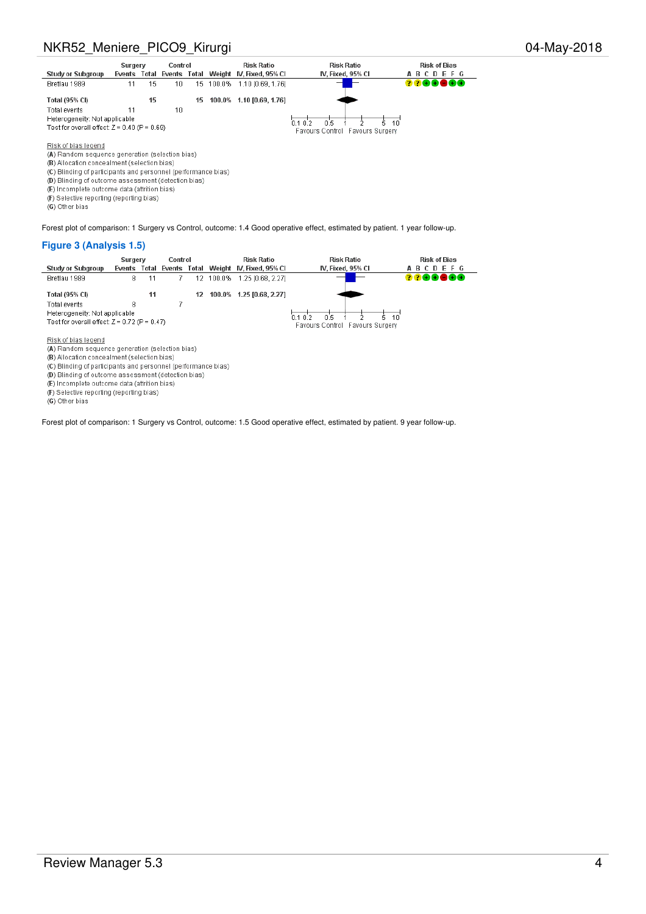| Study or Subgroup | Surgery Events | Surgery Total | Control Events | Control Total | Weight | Risk Ratio IV, Fixed, 95% CI |
|---|---|---|---|---|---|---|
| Bretlau 1989 | 11 | 15 | 10 | 15 | 100.0% | 1.10 [0.69, 1.76] |
| **Total (95% CI)** | | **15** | | **15** | **100.0%** | **1.10 [0.69, 1.76]** |
| Total events | 11 | | 10 | | | |

Heterogeneity: Not applicable
Test for overall effect: Z = 0.40 (P = 0.69)

Risk Ratio
IV, Fixed, 95% CI
0.1 0.2 0.5 1 2 5 10
Favours Control Favours Surgery

Risk of Bias
A B C D E F G

Risk of bias legend
(A) Random sequence generation (selection bias)
(B) Allocation concealment (selection bias)
(C) Blinding of participants and personnel (performance bias)
(D) Blinding of outcome assessment (detection bias)
(E) Incomplete outcome data (attrition bias)
(F) Selective reporting (reporting bias)
(G) Other bias

Forest plot of comparison: 1 Surgery vs Control, outcome: 1.4 Good operative effect, estimated by patient. 1 year follow-up.

## Figure 3 (Analysis 1.5)

| Study or Subgroup | Surgery Events | Surgery Total | Control Events | Control Total | Weight | Risk Ratio IV, Fixed, 95% CI |
|---|---|---|---|---|---|---|
| Bretlau 1989 | 8 | 11 | 7 | 12 | 100.0% | 1.25 [0.68, 2.27] |
| **Total (95% CI)** | | **11** | | **12** | **100.0%** | **1.25 [0.68, 2.27]** |
| Total events | 8 | | 7 | | | |

Heterogeneity: Not applicable
Test for overall effect: Z = 0.72 (P = 0.47)

Risk Ratio
IV, Fixed, 95% CI
0.1 0.2 0.5 1 2 5 10
Favours Control Favours Surgery

Risk of Bias
A B C D E F G

Risk of bias legend
(A) Random sequence generation (selection bias)
(B) Allocation concealment (selection bias)
(C) Blinding of participants and personnel (performance bias)
(D) Blinding of outcome assessment (detection bias)
(E) Incomplete outcome data (attrition bias)
(F) Selective reporting (reporting bias)
(G) Other bias

Forest plot of comparison: 1 Surgery vs Control, outcome: 1.5 Good operative effect, estimated by patient. 9 year follow-up.